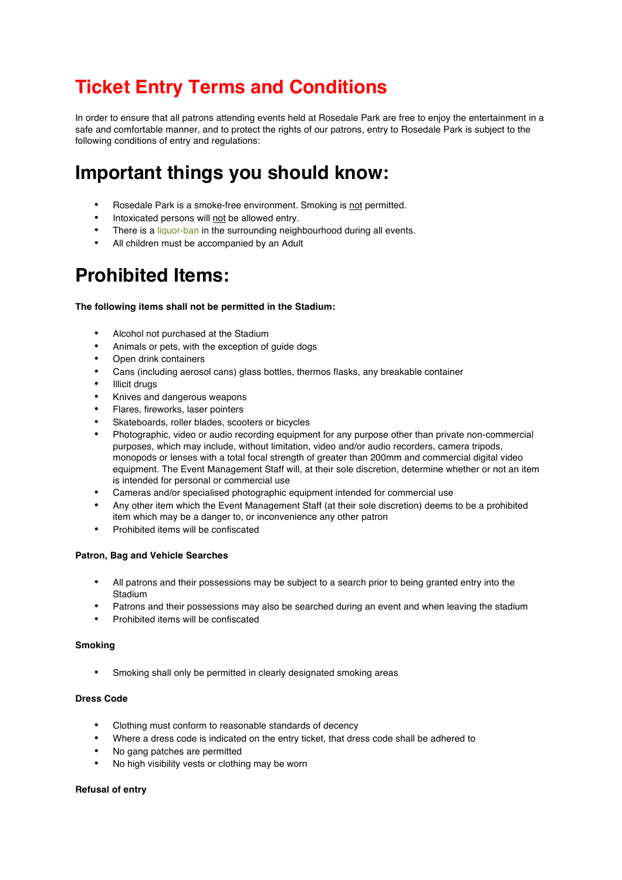# Ticket Entry Terms and Conditions

In order to ensure that all patrons attending events held at Rosedale Park are free to enjoy the entertainment in a safe and comfortable manner, and to protect the rights of our patrons, entry to Rosedale Park is subject to the following conditions of entry and regulations:

# Important things you should know:

- Rosedale Park is a smoke-free environment. Smoking is <u>not</u> permitted.
- Intoxicated persons will <u>not</u> be allowed entry.
- There is a liquor-ban in the surrounding neighbourhood during all events.
- All children must be accompanied by an Adult

# Prohibited Items:

**The following items shall not be permitted in the Stadium:**

- Alcohol not purchased at the Stadium
- Animals or pets, with the exception of guide dogs
- Open drink containers
- Cans (including aerosol cans) glass bottles, thermos flasks, any breakable container
- Illicit drugs
- Knives and dangerous weapons
- Flares, fireworks, laser pointers
- Skateboards, roller blades, scooters or bicycles
- Photographic, video or audio recording equipment for any purpose other than private non-commercial purposes, which may include, without limitation, video and/or audio recorders, camera tripods, monopods or lenses with a total focal strength of greater than 200mm and commercial digital video equipment. The Event Management Staff will, at their sole discretion, determine whether or not an item is intended for personal or commercial use
- Cameras and/or specialised photographic equipment intended for commercial use
- Any other item which the Event Management Staff (at their sole discretion) deems to be a prohibited item which may be a danger to, or inconvenience any other patron
- Prohibited items will be confiscated

**Patron, Bag and Vehicle Searches**

- All patrons and their possessions may be subject to a search prior to being granted entry into the Stadium
- Patrons and their possessions may also be searched during an event and when leaving the stadium
- Prohibited items will be confiscated

**Smoking**

- Smoking shall only be permitted in clearly designated smoking areas

**Dress Code**

- Clothing must conform to reasonable standards of decency
- Where a dress code is indicated on the entry ticket, that dress code shall be adhered to
- No gang patches are permitted
- No high visibility vests or clothing may be worn

**Refusal of entry**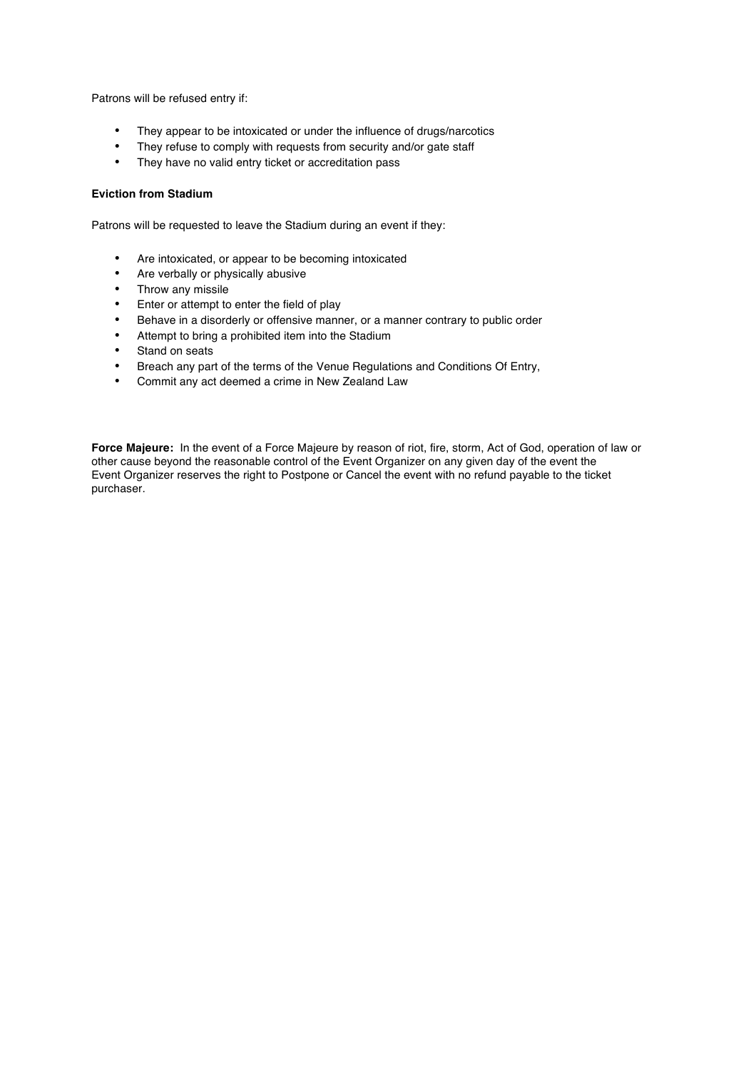Patrons will be refused entry if:

- They appear to be intoxicated or under the influence of drugs/narcotics
- They refuse to comply with requests from security and/or gate staff
- They have no valid entry ticket or accreditation pass

**Eviction from Stadium**

Patrons will be requested to leave the Stadium during an event if they:

- Are intoxicated, or appear to be becoming intoxicated
- Are verbally or physically abusive
- Throw any missile
- Enter or attempt to enter the field of play
- Behave in a disorderly or offensive manner, or a manner contrary to public order
- Attempt to bring a prohibited item into the Stadium
- Stand on seats
- Breach any part of the terms of the Venue Regulations and Conditions Of Entry,
- Commit any act deemed a crime in New Zealand Law

**Force Majeure:** In the event of a Force Majeure by reason of riot, fire, storm, Act of God, operation of law or other cause beyond the reasonable control of the Event Organizer on any given day of the event the Event Organizer reserves the right to Postpone or Cancel the event with no refund payable to the ticket purchaser.